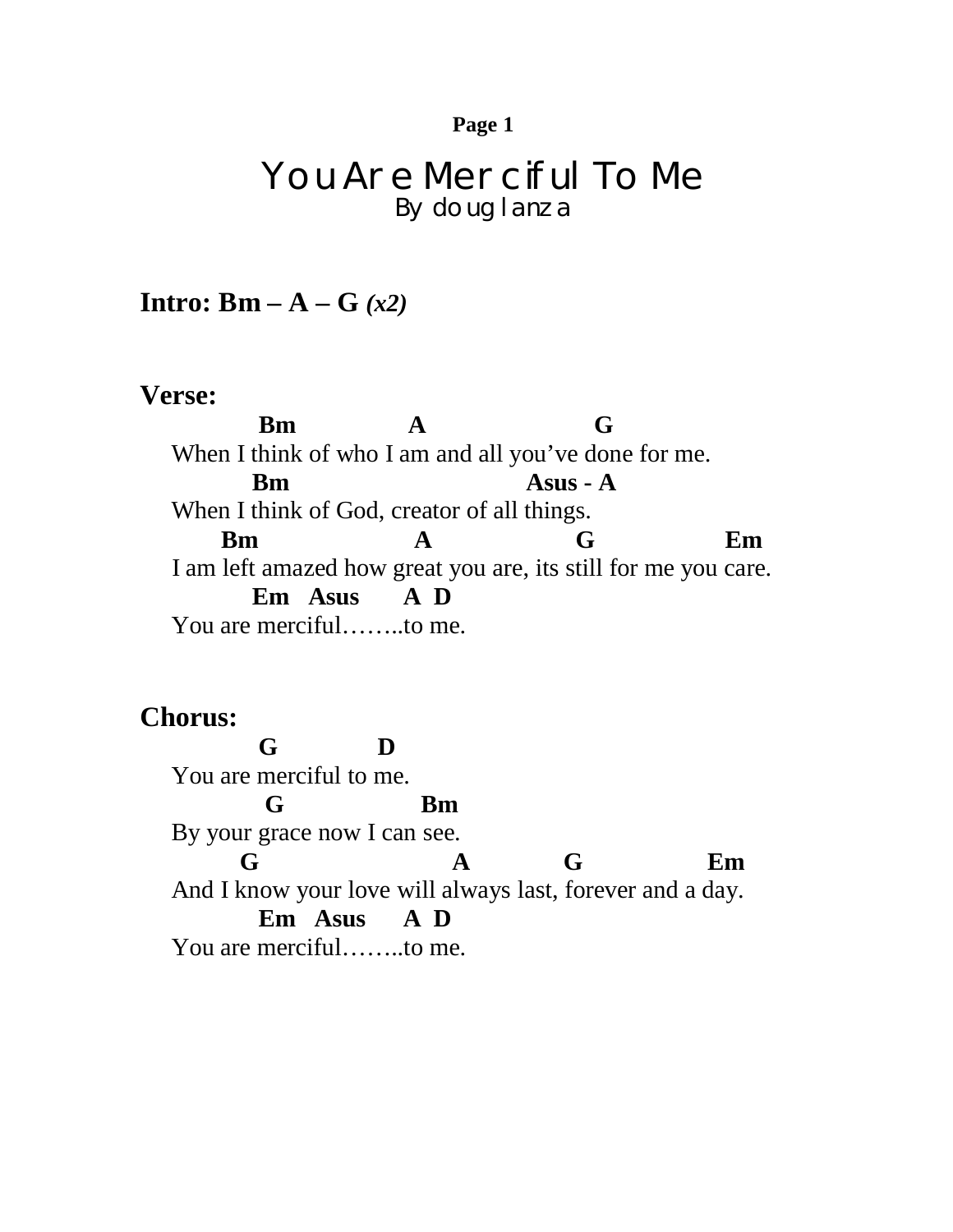# You Are Merciful To Me
By doug lanza

**Intro: Bm – A – G** ***(x2)***

**Verse:**

```
           Bm              A                      G
When I think of who I am and all you've done for me.
          Bm                             Asus - A
When I think of God, creator of all things.
      Bm                  A                  G               Em
I am left amazed how great you are, its still for me you care.
          Em   Asus      A  D
You are merciful……..to me.
```

**Chorus:**

```
          G            D
You are merciful to me.
           G                Bm
By your grace now I can see.
       G                       A          G              Em
And I know your love will always last, forever and a day.
          Em   Asus      A  D
You are merciful……..to me.
```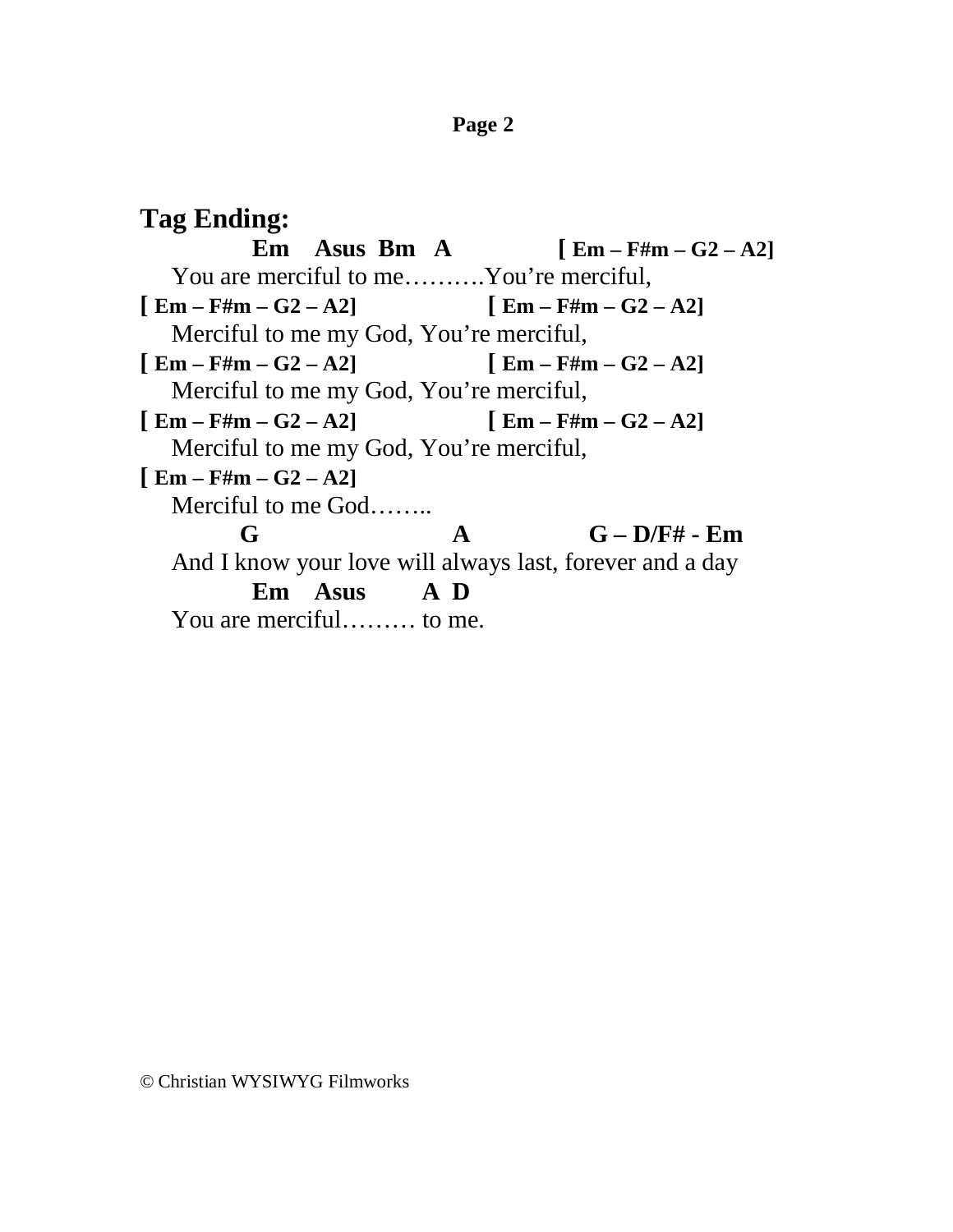## Tag Ending:

```
          Em    Asus  Bm   A                [ Em – F#m – G2 – A2]
   You are merciful to me……….You're merciful,
[ Em – F#m – G2 – A2]                 [ Em – F#m – G2 – A2]
   Merciful to me my God, You're merciful,
[ Em – F#m – G2 – A2]                 [ Em – F#m – G2 – A2]
   Merciful to me my God, You're merciful,
[ Em – F#m – G2 – A2]                 [ Em – F#m – G2 – A2]
   Merciful to me my God, You're merciful,
[ Em – F#m – G2 – A2]
   Merciful to me God……..
        G                          A               G – D/F# - Em
   And I know your love will always last, forever and a day
          Em    Asus        A  D
   You are merciful……… to me.
```

© Christian WYSIWYG Filmworks